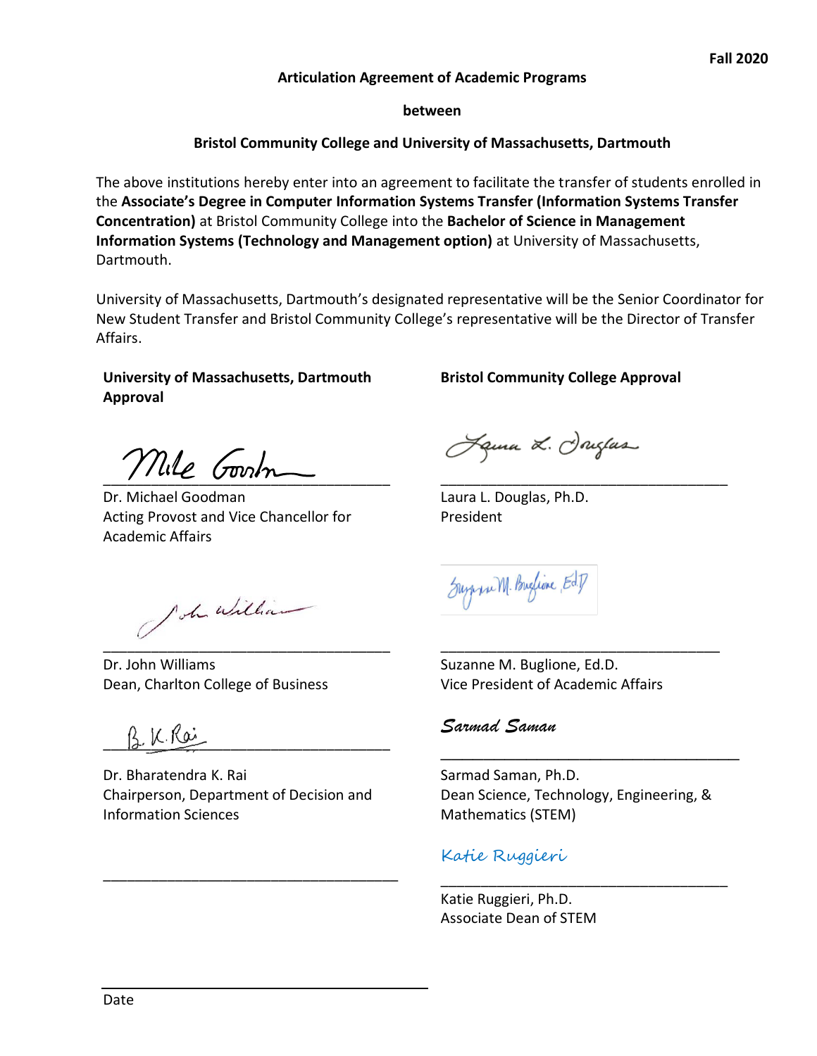**Fall 2020**

**Articulation Agreement of Academic Programs**

**between**

**Bristol Community College and University of Massachusetts, Dartmouth**

The above institutions hereby enter into an agreement to facilitate the transfer of students enrolled in the **Associate's Degree in Computer Information Systems Transfer (Information Systems Transfer Concentration)** at Bristol Community College into the **Bachelor of Science in Management Information Systems (Technology and Management option)** at University of Massachusetts, Dartmouth.

University of Massachusetts, Dartmouth's designated representative will be the Senior Coordinator for New Student Transfer and Bristol Community College's representative will be the Director of Transfer Affairs.

**University of Massachusetts, Dartmouth Approval**

Mike Goodman

___________________________________

Dr. Michael Goodman
Acting Provost and Vice Chancellor for Academic Affairs

John Williams

___________________________________

Dr. John Williams
Dean, Charlton College of Business

B. K. Rai

___________________________________

Dr. Bharatendra K. Rai
Chairperson, Department of Decision and Information Sciences

___________________________________

**Bristol Community College Approval**

Laura L. Douglas

___________________________________

Laura L. Douglas, Ph.D.
President

Suzanne M. Buglione, Ed.D.

___________________________________

Suzanne M. Buglione, Ed.D.
Vice President of Academic Affairs

Sarmad Saman

___________________________________

Sarmad Saman, Ph.D.
Dean Science, Technology, Engineering, & Mathematics (STEM)

Katie Ruggieri

___________________________________

Katie Ruggieri, Ph.D.
Associate Dean of STEM

___________________________________

Date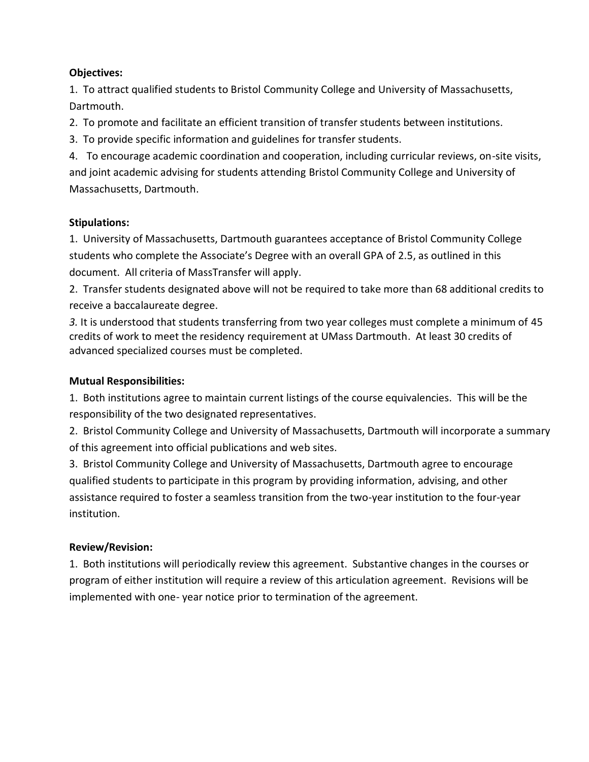**Objectives:**

1. To attract qualified students to Bristol Community College and University of Massachusetts, Dartmouth.
2. To promote and facilitate an efficient transition of transfer students between institutions.
3. To provide specific information and guidelines for transfer students.
4. To encourage academic coordination and cooperation, including curricular reviews, on-site visits, and joint academic advising for students attending Bristol Community College and University of Massachusetts, Dartmouth.

**Stipulations:**

1. University of Massachusetts, Dartmouth guarantees acceptance of Bristol Community College students who complete the Associate's Degree with an overall GPA of 2.5, as outlined in this document. All criteria of MassTransfer will apply.
2. Transfer students designated above will not be required to take more than 68 additional credits to receive a baccalaureate degree.
3. It is understood that students transferring from two year colleges must complete a minimum of 45 credits of work to meet the residency requirement at UMass Dartmouth. At least 30 credits of advanced specialized courses must be completed.

**Mutual Responsibilities:**

1. Both institutions agree to maintain current listings of the course equivalencies. This will be the responsibility of the two designated representatives.
2. Bristol Community College and University of Massachusetts, Dartmouth will incorporate a summary of this agreement into official publications and web sites.
3. Bristol Community College and University of Massachusetts, Dartmouth agree to encourage qualified students to participate in this program by providing information, advising, and other assistance required to foster a seamless transition from the two-year institution to the four-year institution.

**Review/Revision:**

1. Both institutions will periodically review this agreement. Substantive changes in the courses or program of either institution will require a review of this articulation agreement. Revisions will be implemented with one- year notice prior to termination of the agreement.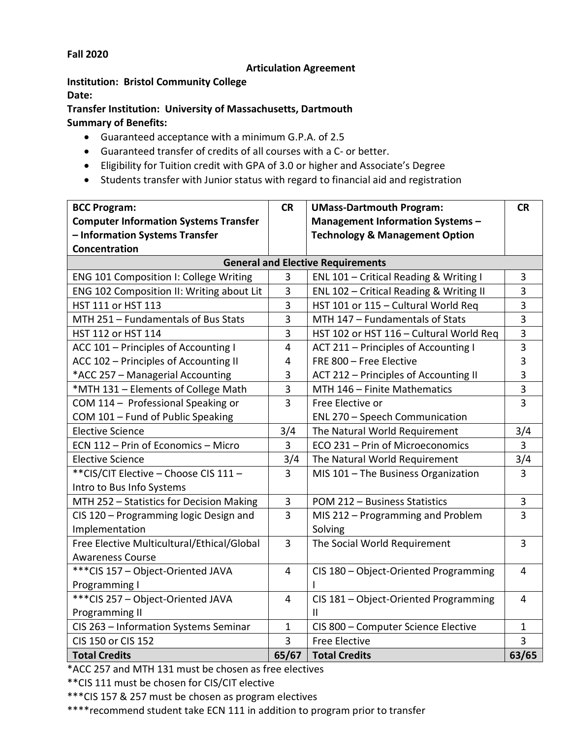**Fall 2020**

**Articulation Agreement**

**Institution: Bristol Community College**

**Date:**

**Transfer Institution: University of Massachusetts, Dartmouth**

**Summary of Benefits:**

- Guaranteed acceptance with a minimum G.P.A. of 2.5
- Guaranteed transfer of credits of all courses with a C- or better.
- Eligibility for Tuition credit with GPA of 3.0 or higher and Associate's Degree
- Students transfer with Junior status with regard to financial aid and registration

| **BCC Program: Computer Information Systems Transfer – Information Systems Transfer Concentration** | **CR** | **UMass-Dartmouth Program: Management Information Systems – Technology & Management Option** | **CR** |
|---|---|---|---|
| **General and Elective Requirements** | | | |
| ENG 101 Composition I: College Writing | 3 | ENL 101 – Critical Reading & Writing I | 3 |
| ENG 102 Composition II: Writing about Lit | 3 | ENL 102 – Critical Reading & Writing II | 3 |
| HST 111 or HST 113 | 3 | HST 101 or 115 – Cultural World Req | 3 |
| MTH 251 – Fundamentals of Bus Stats | 3 | MTH 147 – Fundamentals of Stats | 3 |
| HST 112 or HST 114 | 3 | HST 102 or HST 116 – Cultural World Req | 3 |
| ACC 101 – Principles of Accounting I | 4 | ACT 211 – Principles of Accounting I | 3 |
| ACC 102 – Principles of Accounting II | 4 | FRE 800 – Free Elective | 3 |
| *ACC 257 – Managerial Accounting | 3 | ACT 212 – Principles of Accounting II | 3 |
| *MTH 131 – Elements of College Math | 3 | MTH 146 – Finite Mathematics | 3 |
| COM 114 – Professional Speaking or COM 101 – Fund of Public Speaking | 3 | Free Elective or ENL 270 – Speech Communication | 3 |
| Elective Science | 3/4 | The Natural World Requirement | 3/4 |
| ECN 112 – Prin of Economics – Micro | 3 | ECO 231 – Prin of Microeconomics | 3 |
| Elective Science | 3/4 | The Natural World Requirement | 3/4 |
| **CIS/CIT Elective – Choose CIS 111 – Intro to Bus Info Systems | 3 | MIS 101 – The Business Organization | 3 |
| MTH 252 – Statistics for Decision Making | 3 | POM 212 – Business Statistics | 3 |
| CIS 120 – Programming logic Design and Implementation | 3 | MIS 212 – Programming and Problem Solving | 3 |
| Free Elective Multicultural/Ethical/Global Awareness Course | 3 | The Social World Requirement | 3 |
| ***CIS 157 – Object-Oriented JAVA Programming I | 4 | CIS 180 – Object-Oriented Programming I | 4 |
| ***CIS 257 – Object-Oriented JAVA Programming II | 4 | CIS 181 – Object-Oriented Programming II | 4 |
| CIS 263 – Information Systems Seminar | 1 | CIS 800 – Computer Science Elective | 1 |
| CIS 150 or CIS 152 | 3 | Free Elective | 3 |
| **Total Credits** | **65/67** | **Total Credits** | **63/65** |

*ACC 257 and MTH 131 must be chosen as free electives

**CIS 111 must be chosen for CIS/CIT elective

***CIS 157 & 257 must be chosen as program electives

****recommend student take ECN 111 in addition to program prior to transfer